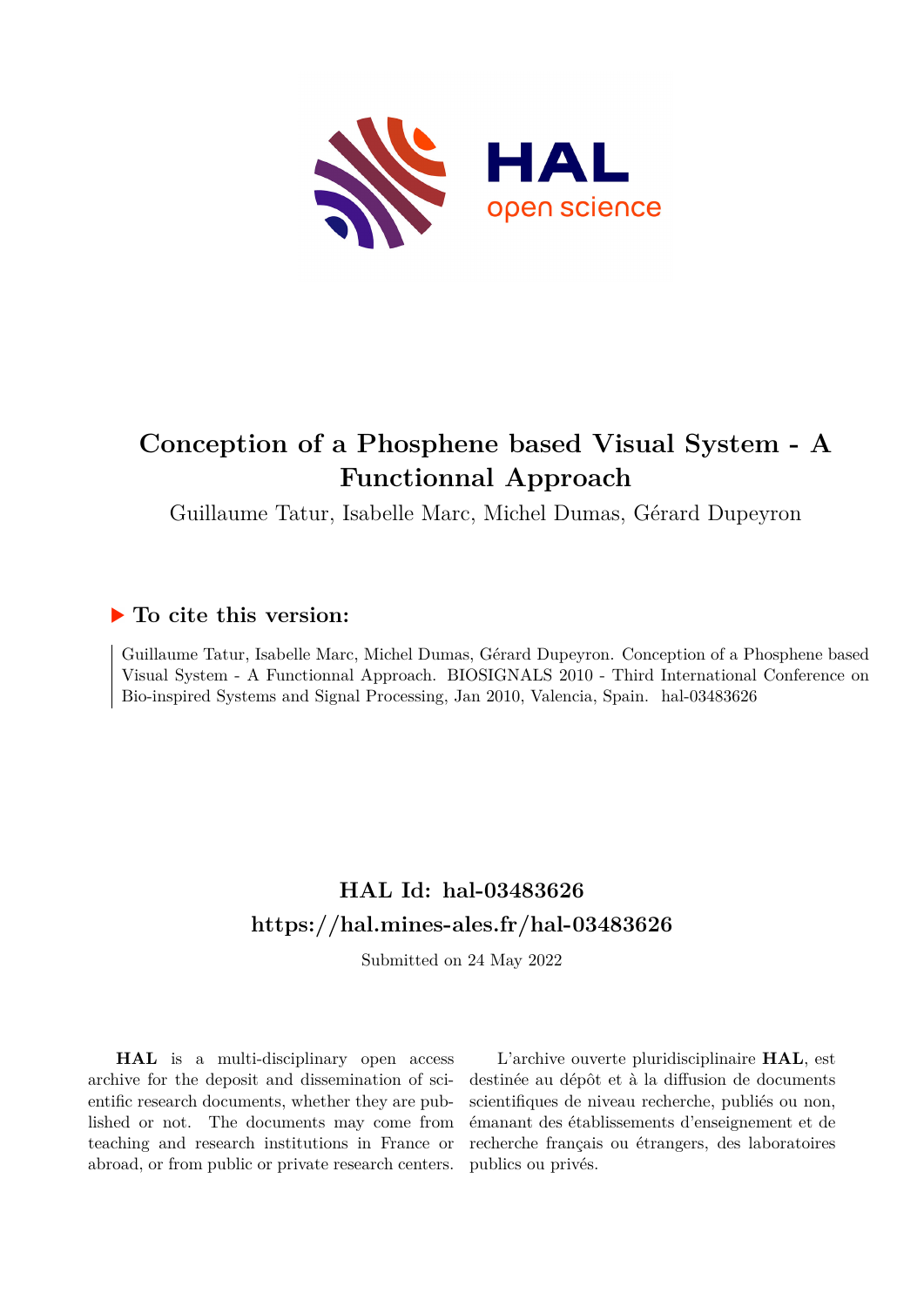# Conception of a Phosphene based Visual System - A Functionnal Approach

Guillaume Tatur, Isabelle Marc, Michel Dumas, Gérard Dupeyron

## ▶ To cite this version:

Guillaume Tatur, Isabelle Marc, Michel Dumas, Gérard Dupeyron. Conception of a Phosphene based Visual System - A Functionnal Approach. BIOSIGNALS 2010 - Third International Conference on Bio-inspired Systems and Signal Processing, Jan 2010, Valencia, Spain. hal-03483626

## HAL Id: hal-03483626

## https://hal.mines-ales.fr/hal-03483626

Submitted on 24 May 2022

**HAL** is a multi-disciplinary open access archive for the deposit and dissemination of scientific research documents, whether they are published or not. The documents may come from teaching and research institutions in France or abroad, or from public or private research centers.

L'archive ouverte pluridisciplinaire **HAL**, est destinée au dépôt et à la diffusion de documents scientifiques de niveau recherche, publiés ou non, émanant des établissements d'enseignement et de recherche français ou étrangers, des laboratoires publics ou privés.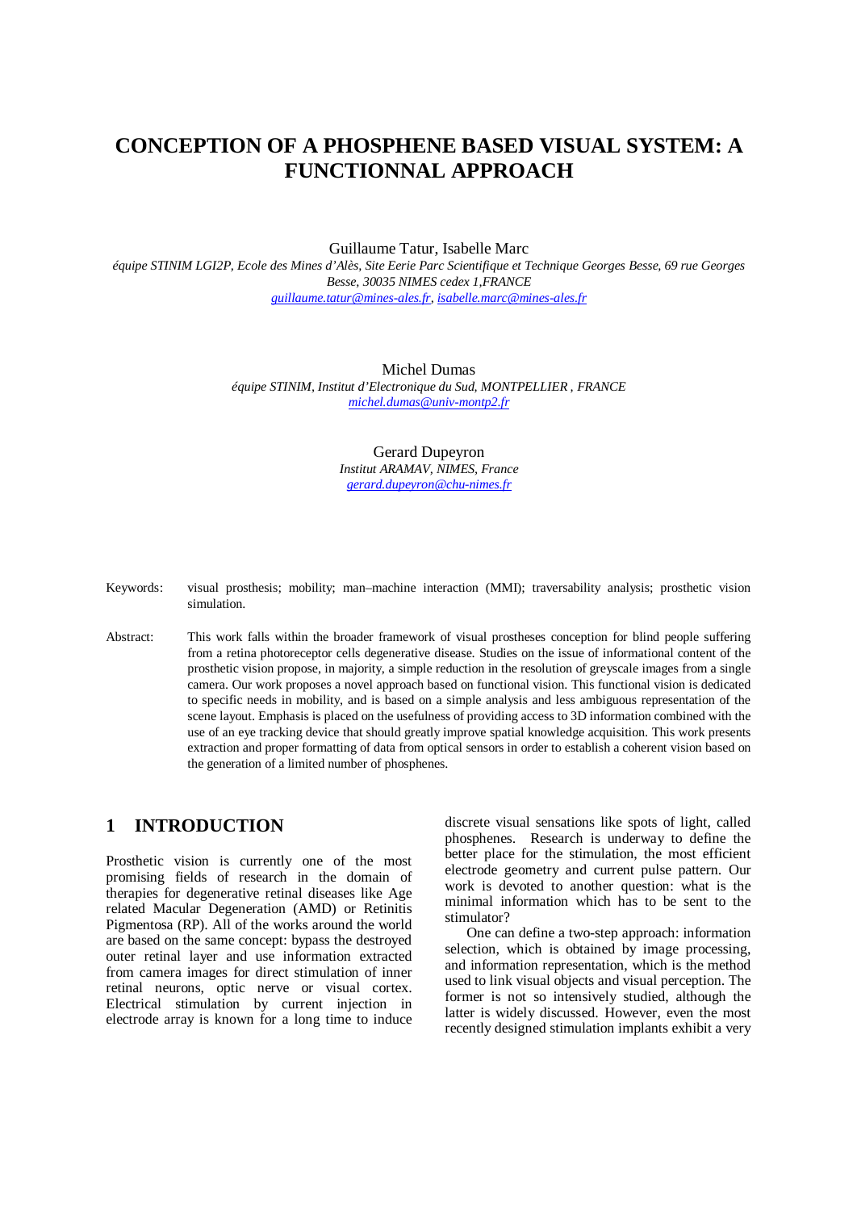# CONCEPTION OF A PHOSPHENE BASED VISUAL SYSTEM: A FUNCTIONNAL APPROACH

Guillaume Tatur, Isabelle Marc

*équipe STINIM LGI2P, Ecole des Mines d'Alès, Site Eerie Parc Scientifique et Technique Georges Besse, 69 rue Georges Besse, 30035 NIMES cedex 1,FRANCE*

*guillaume.tatur@mines-ales.fr, isabelle.marc@mines-ales.fr*

Michel Dumas

*équipe STINIM, Institut d'Electronique du Sud, MONTPELLIER , FRANCE*

*michel.dumas@univ-montp2.fr*

Gerard Dupeyron

*Institut ARAMAV, NIMES, France*

*gerard.dupeyron@chu-nimes.fr*

Keywords: visual prosthesis; mobility; man–machine interaction (MMI); traversability analysis; prosthetic vision simulation.

Abstract: This work falls within the broader framework of visual prostheses conception for blind people suffering from a retina photoreceptor cells degenerative disease. Studies on the issue of informational content of the prosthetic vision propose, in majority, a simple reduction in the resolution of greyscale images from a single camera. Our work proposes a novel approach based on functional vision. This functional vision is dedicated to specific needs in mobility, and is based on a simple analysis and less ambiguous representation of the scene layout. Emphasis is placed on the usefulness of providing access to 3D information combined with the use of an eye tracking device that should greatly improve spatial knowledge acquisition. This work presents extraction and proper formatting of data from optical sensors in order to establish a coherent vision based on the generation of a limited number of phosphenes.

## 1 INTRODUCTION

Prosthetic vision is currently one of the most promising fields of research in the domain of therapies for degenerative retinal diseases like Age related Macular Degeneration (AMD) or Retinitis Pigmentosa (RP). All of the works around the world are based on the same concept: bypass the destroyed outer retinal layer and use information extracted from camera images for direct stimulation of inner retinal neurons, optic nerve or visual cortex. Electrical stimulation by current injection in electrode array is known for a long time to induce discrete visual sensations like spots of light, called phosphenes. Research is underway to define the better place for the stimulation, the most efficient electrode geometry and current pulse pattern. Our work is devoted to another question: what is the minimal information which has to be sent to the stimulator?

One can define a two-step approach: information selection, which is obtained by image processing, and information representation, which is the method used to link visual objects and visual perception. The former is not so intensively studied, although the latter is widely discussed. However, even the most recently designed stimulation implants exhibit a very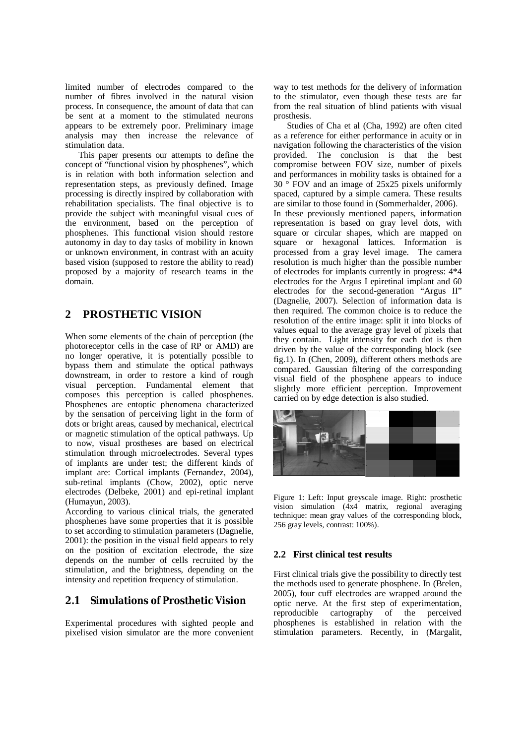limited number of electrodes compared to the number of fibres involved in the natural vision process. In consequence, the amount of data that can be sent at a moment to the stimulated neurons appears to be extremely poor. Preliminary image analysis may then increase the relevance of stimulation data.

This paper presents our attempts to define the concept of "functional vision by phosphenes", which is in relation with both information selection and representation steps, as previously defined. Image processing is directly inspired by collaboration with rehabilitation specialists. The final objective is to provide the subject with meaningful visual cues of the environment, based on the perception of phosphenes. This functional vision should restore autonomy in day to day tasks of mobility in known or unknown environment, in contrast with an acuity based vision (supposed to restore the ability to read) proposed by a majority of research teams in the domain.

## 2 PROSTHETIC VISION

When some elements of the chain of perception (the photoreceptor cells in the case of RP or AMD) are no longer operative, it is potentially possible to bypass them and stimulate the optical pathways downstream, in order to restore a kind of rough visual perception. Fundamental element that composes this perception is called phosphenes. Phosphenes are entoptic phenomena characterized by the sensation of perceiving light in the form of dots or bright areas, caused by mechanical, electrical or magnetic stimulation of the optical pathways. Up to now, visual prostheses are based on electrical stimulation through microelectrodes. Several types of implants are under test; the different kinds of implant are: Cortical implants (Fernandez, 2004), sub-retinal implants (Chow, 2002), optic nerve electrodes (Delbeke, 2001) and epi-retinal implant (Humayun, 2003).

According to various clinical trials, the generated phosphenes have some properties that it is possible to set according to stimulation parameters (Dagnelie, 2001): the position in the visual field appears to rely on the position of excitation electrode, the size depends on the number of cells recruited by the stimulation, and the brightness, depending on the intensity and repetition frequency of stimulation.

### 2.1 Simulations of Prosthetic Vision

Experimental procedures with sighted people and pixelised vision simulator are the more convenient way to test methods for the delivery of information to the stimulator, even though these tests are far from the real situation of blind patients with visual prosthesis.

Studies of Cha et al (Cha, 1992) are often cited as a reference for either performance in acuity or in navigation following the characteristics of the vision provided. The conclusion is that the best compromise between FOV size, number of pixels and performances in mobility tasks is obtained for a 30 ° FOV and an image of 25x25 pixels uniformly spaced, captured by a simple camera. These results are similar to those found in (Sommerhalder, 2006).

In these previously mentioned papers, information representation is based on gray level dots, with square or circular shapes, which are mapped on square or hexagonal lattices. Information is processed from a gray level image. The camera resolution is much higher than the possible number of electrodes for implants currently in progress: 4*4 electrodes for the Argus I epiretinal implant and 60 electrodes for the second-generation "Argus II" (Dagnelie, 2007). Selection of information data is then required. The common choice is to reduce the resolution of the entire image: split it into blocks of values equal to the average gray level of pixels that they contain. Light intensity for each dot is then driven by the value of the corresponding block (see fig.1). In (Chen, 2009), different others methods are compared. Gaussian filtering of the corresponding visual field of the phosphene appears to induce slightly more efficient perception. Improvement carried on by edge detection is also studied.

Figure 1: Left: Input greyscale image. Right: prosthetic vision simulation (4x4 matrix, regional averaging technique: mean gray values of the corresponding block, 256 gray levels, contrast: 100%).

### 2.2 First clinical test results

First clinical trials give the possibility to directly test the methods used to generate phosphene. In (Brelen, 2005), four cuff electrodes are wrapped around the optic nerve. At the first step of experimentation, reproducible cartography of the perceived phosphenes is established in relation with the stimulation parameters. Recently, in (Margalit,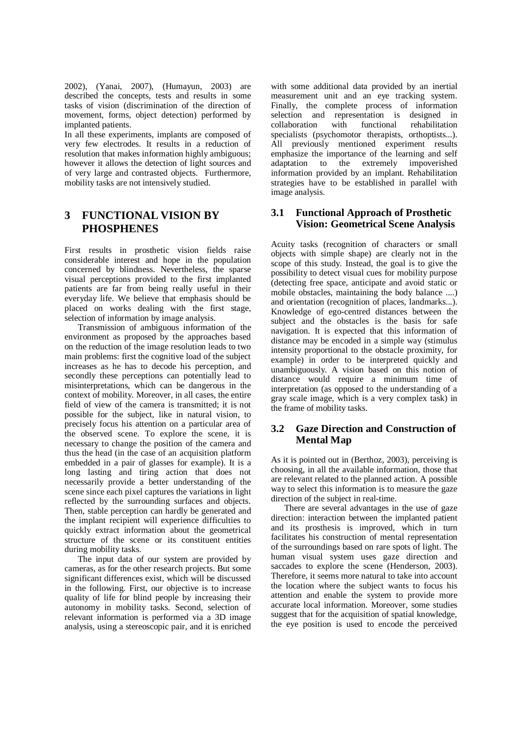2002), (Yanai, 2007), (Humayun, 2003) are described the concepts, tests and results in some tasks of vision (discrimination of the direction of movement, forms, object detection) performed by implanted patients.

In all these experiments, implants are composed of very few electrodes. It results in a reduction of resolution that makes information highly ambiguous; however it allows the detection of light sources and of very large and contrasted objects. Furthermore, mobility tasks are not intensively studied.

## 3 FUNCTIONAL VISION BY PHOSPHENES

First results in prosthetic vision fields raise considerable interest and hope in the population concerned by blindness. Nevertheless, the sparse visual perceptions provided to the first implanted patients are far from being really useful in their everyday life. We believe that emphasis should be placed on works dealing with the first stage, selection of information by image analysis.

Transmission of ambiguous information of the environment as proposed by the approaches based on the reduction of the image resolution leads to two main problems: first the cognitive load of the subject increases as he has to decode his perception, and secondly these perceptions can potentially lead to misinterpretations, which can be dangerous in the context of mobility. Moreover, in all cases, the entire field of view of the camera is transmitted; it is not possible for the subject, like in natural vision, to precisely focus his attention on a particular area of the observed scene. To explore the scene, it is necessary to change the position of the camera and thus the head (in the case of an acquisition platform embedded in a pair of glasses for example). It is a long lasting and tiring action that does not necessarily provide a better understanding of the scene since each pixel captures the variations in light reflected by the surrounding surfaces and objects. Then, stable perception can hardly be generated and the implant recipient will experience difficulties to quickly extract information about the geometrical structure of the scene or its constituent entities during mobility tasks.

The input data of our system are provided by cameras, as for the other research projects. But some significant differences exist, which will be discussed in the following. First, our objective is to increase quality of life for blind people by increasing their autonomy in mobility tasks. Second, selection of relevant information is performed via a 3D image analysis, using a stereoscopic pair, and it is enriched with some additional data provided by an inertial measurement unit and an eye tracking system. Finally, the complete process of information selection and representation is designed in collaboration with functional rehabilitation specialists (psychomotor therapists, orthoptists...). All previously mentioned experiment results emphasize the importance of the learning and self adaptation to the extremely impoverished information provided by an implant. Rehabilitation strategies have to be established in parallel with image analysis.

### 3.1 Functional Approach of Prosthetic Vision: Geometrical Scene Analysis

Acuity tasks (recognition of characters or small objects with simple shape) are clearly not in the scope of this study. Instead, the goal is to give the possibility to detect visual cues for mobility purpose (detecting free space, anticipate and avoid static or mobile obstacles, maintaining the body balance ....) and orientation (recognition of places, landmarks...). Knowledge of ego-centred distances between the subject and the obstacles is the basis for safe navigation. It is expected that this information of distance may be encoded in a simple way (stimulus intensity proportional to the obstacle proximity, for example) in order to be interpreted quickly and unambiguously. A vision based on this notion of distance would require a minimum time of interpretation (as opposed to the understanding of a gray scale image, which is a very complex task) in the frame of mobility tasks.

### 3.2 Gaze Direction and Construction of Mental Map

As it is pointed out in (Berthoz, 2003), perceiving is choosing, in all the available information, those that are relevant related to the planned action. A possible way to select this information is to measure the gaze direction of the subject in real-time.

There are several advantages in the use of gaze direction: interaction between the implanted patient and its prosthesis is improved, which in turn facilitates his construction of mental representation of the surroundings based on rare spots of light. The human visual system uses gaze direction and saccades to explore the scene (Henderson, 2003). Therefore, it seems more natural to take into account the location where the subject wants to focus his attention and enable the system to provide more accurate local information. Moreover, some studies suggest that for the acquisition of spatial knowledge, the eye position is used to encode the perceived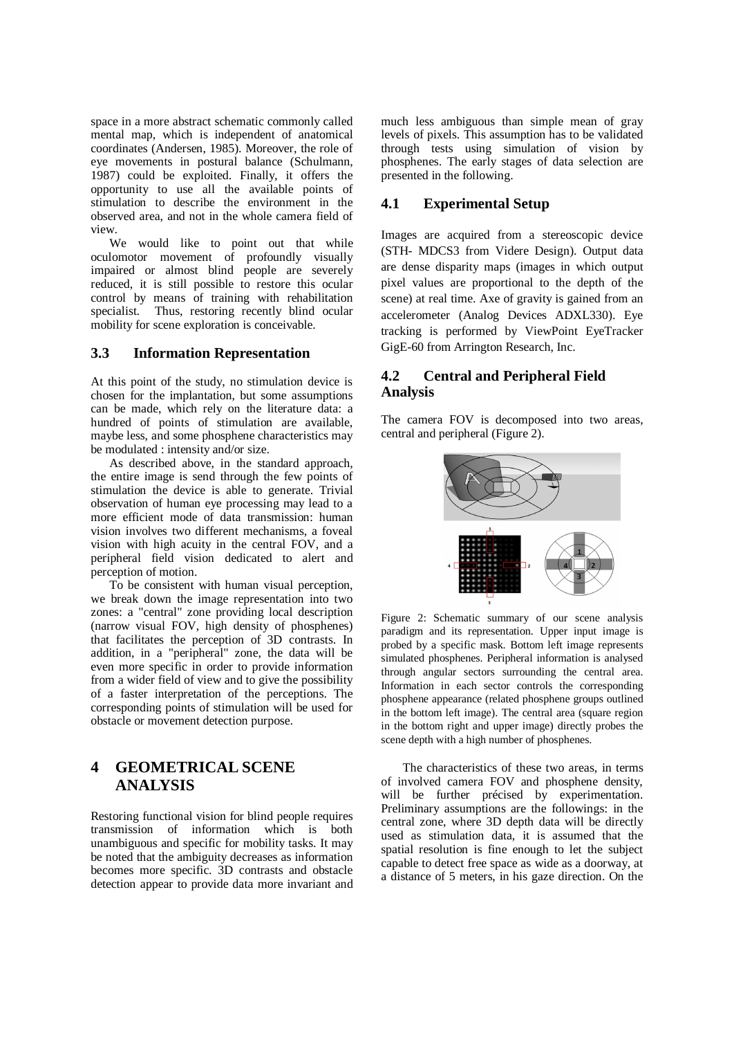space in a more abstract schematic commonly called mental map, which is independent of anatomical coordinates (Andersen, 1985). Moreover, the role of eye movements in postural balance (Schulmann, 1987) could be exploited. Finally, it offers the opportunity to use all the available points of stimulation to describe the environment in the observed area, and not in the whole camera field of view.

We would like to point out that while oculomotor movement of profoundly visually impaired or almost blind people are severely reduced, it is still possible to restore this ocular control by means of training with rehabilitation specialist. Thus, restoring recently blind ocular mobility for scene exploration is conceivable.

### 3.3 Information Representation

At this point of the study, no stimulation device is chosen for the implantation, but some assumptions can be made, which rely on the literature data: a hundred of points of stimulation are available, maybe less, and some phosphene characteristics may be modulated : intensity and/or size.

As described above, in the standard approach, the entire image is send through the few points of stimulation the device is able to generate. Trivial observation of human eye processing may lead to a more efficient mode of data transmission: human vision involves two different mechanisms, a foveal vision with high acuity in the central FOV, and a peripheral field vision dedicated to alert and perception of motion.

To be consistent with human visual perception, we break down the image representation into two zones: a "central" zone providing local description (narrow visual FOV, high density of phosphenes) that facilitates the perception of 3D contrasts. In addition, in a "peripheral" zone, the data will be even more specific in order to provide information from a wider field of view and to give the possibility of a faster interpretation of the perceptions. The corresponding points of stimulation will be used for obstacle or movement detection purpose.

## 4 GEOMETRICAL SCENE ANALYSIS

Restoring functional vision for blind people requires transmission of information which is both unambiguous and specific for mobility tasks. It may be noted that the ambiguity decreases as information becomes more specific. 3D contrasts and obstacle detection appear to provide data more invariant and much less ambiguous than simple mean of gray levels of pixels. This assumption has to be validated through tests using simulation of vision by phosphenes. The early stages of data selection are presented in the following.

### 4.1 Experimental Setup

Images are acquired from a stereoscopic device (STH- MDCS3 from Videre Design). Output data are dense disparity maps (images in which output pixel values are proportional to the depth of the scene) at real time. Axe of gravity is gained from an accelerometer (Analog Devices ADXL330). Eye tracking is performed by ViewPoint EyeTracker GigE-60 from Arrington Research, Inc.

### 4.2 Central and Peripheral Field Analysis

The camera FOV is decomposed into two areas, central and peripheral (Figure 2).

Figure 2: Schematic summary of our scene analysis paradigm and its representation. Upper input image is probed by a specific mask. Bottom left image represents simulated phosphenes. Peripheral information is analysed through angular sectors surrounding the central area. Information in each sector controls the corresponding phosphene appearance (related phosphene groups outlined in the bottom left image). The central area (square region in the bottom right and upper image) directly probes the scene depth with a high number of phosphenes.

The characteristics of these two areas, in terms of involved camera FOV and phosphene density, will be further précised by experimentation. Preliminary assumptions are the followings: in the central zone, where 3D depth data will be directly used as stimulation data, it is assumed that the spatial resolution is fine enough to let the subject capable to detect free space as wide as a doorway, at a distance of 5 meters, in his gaze direction. On the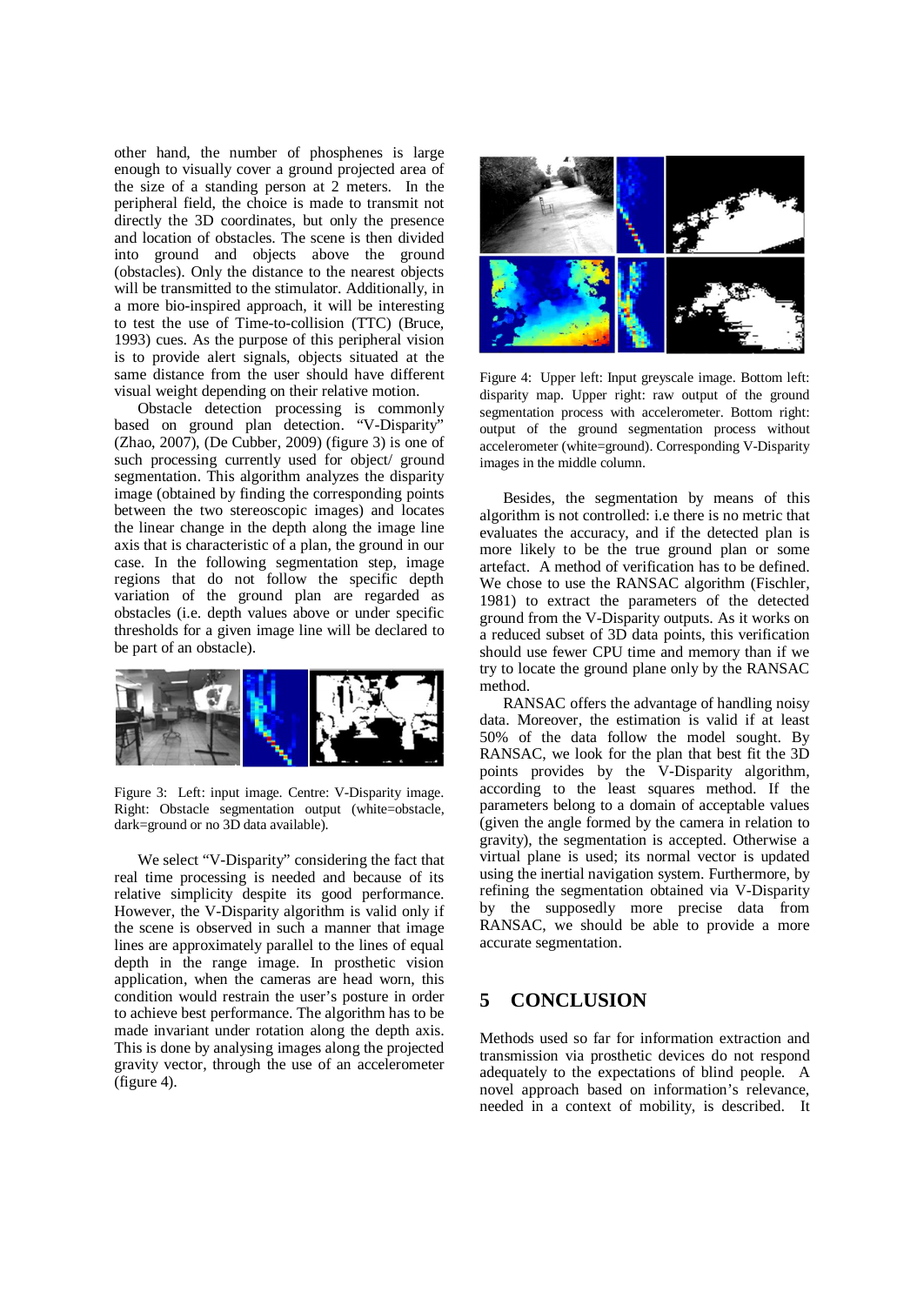other hand, the number of phosphenes is large enough to visually cover a ground projected area of the size of a standing person at 2 meters. In the peripheral field, the choice is made to transmit not directly the 3D coordinates, but only the presence and location of obstacles. The scene is then divided into ground and objects above the ground (obstacles). Only the distance to the nearest objects will be transmitted to the stimulator. Additionally, in a more bio-inspired approach, it will be interesting to test the use of Time-to-collision (TTC) (Bruce, 1993) cues. As the purpose of this peripheral vision is to provide alert signals, objects situated at the same distance from the user should have different visual weight depending on their relative motion.

Obstacle detection processing is commonly based on ground plan detection. "V-Disparity" (Zhao, 2007), (De Cubber, 2009) (figure 3) is one of such processing currently used for object/ ground segmentation. This algorithm analyzes the disparity image (obtained by finding the corresponding points between the two stereoscopic images) and locates the linear change in the depth along the image line axis that is characteristic of a plan, the ground in our case. In the following segmentation step, image regions that do not follow the specific depth variation of the ground plan are regarded as obstacles (i.e. depth values above or under specific thresholds for a given image line will be declared to be part of an obstacle).

Figure 3: Left: input image. Centre: V-Disparity image. Right: Obstacle segmentation output (white=obstacle, dark=ground or no 3D data available).

We select "V-Disparity" considering the fact that real time processing is needed and because of its relative simplicity despite its good performance. However, the V-Disparity algorithm is valid only if the scene is observed in such a manner that image lines are approximately parallel to the lines of equal depth in the range image. In prosthetic vision application, when the cameras are head worn, this condition would restrain the user's posture in order to achieve best performance. The algorithm has to be made invariant under rotation along the depth axis. This is done by analysing images along the projected gravity vector, through the use of an accelerometer (figure 4).

Figure 4: Upper left: Input greyscale image. Bottom left: disparity map. Upper right: raw output of the ground segmentation process with accelerometer. Bottom right: output of the ground segmentation process without accelerometer (white=ground). Corresponding V-Disparity images in the middle column.

Besides, the segmentation by means of this algorithm is not controlled: i.e there is no metric that evaluates the accuracy, and if the detected plan is more likely to be the true ground plan or some artefact. A method of verification has to be defined. We chose to use the RANSAC algorithm (Fischler, 1981) to extract the parameters of the detected ground from the V-Disparity outputs. As it works on a reduced subset of 3D data points, this verification should use fewer CPU time and memory than if we try to locate the ground plane only by the RANSAC method.

RANSAC offers the advantage of handling noisy data. Moreover, the estimation is valid if at least 50% of the data follow the model sought. By RANSAC, we look for the plan that best fit the 3D points provides by the V-Disparity algorithm, according to the least squares method. If the parameters belong to a domain of acceptable values (given the angle formed by the camera in relation to gravity), the segmentation is accepted. Otherwise a virtual plane is used; its normal vector is updated using the inertial navigation system. Furthermore, by refining the segmentation obtained via V-Disparity by the supposedly more precise data from RANSAC, we should be able to provide a more accurate segmentation.

## 5 CONCLUSION

Methods used so far for information extraction and transmission via prosthetic devices do not respond adequately to the expectations of blind people. A novel approach based on information's relevance, needed in a context of mobility, is described. It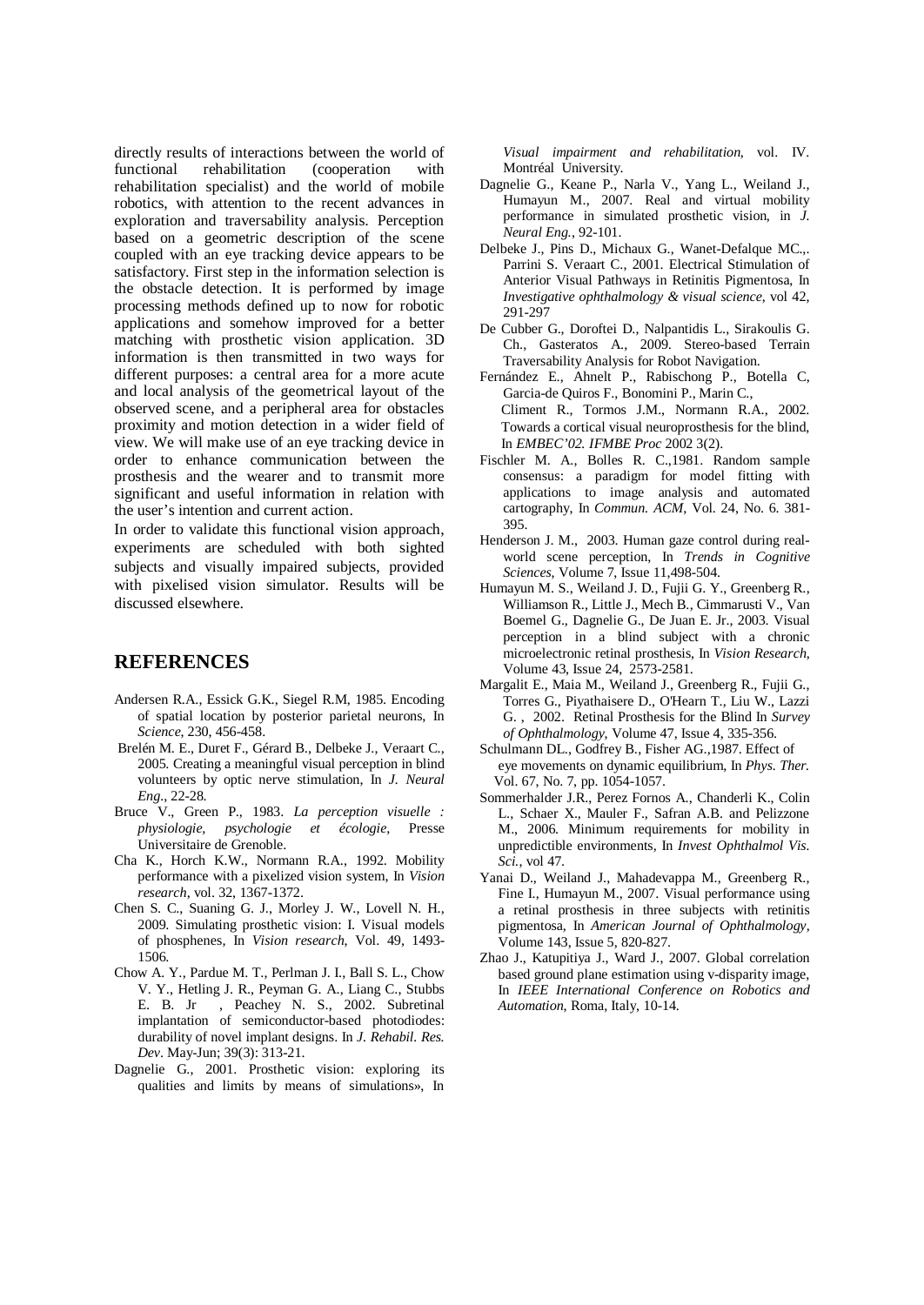directly results of interactions between the world of functional rehabilitation (cooperation with rehabilitation specialist) and the world of mobile robotics, with attention to the recent advances in exploration and traversability analysis. Perception based on a geometric description of the scene coupled with an eye tracking device appears to be satisfactory. First step in the information selection is the obstacle detection. It is performed by image processing methods defined up to now for robotic applications and somehow improved for a better matching with prosthetic vision application. 3D information is then transmitted in two ways for different purposes: a central area for a more acute and local analysis of the geometrical layout of the observed scene, and a peripheral area for obstacles proximity and motion detection in a wider field of view. We will make use of an eye tracking device in order to enhance communication between the prosthesis and the wearer and to transmit more significant and useful information in relation with the user's intention and current action.

In order to validate this functional vision approach, experiments are scheduled with both sighted subjects and visually impaired subjects, provided with pixelised vision simulator. Results will be discussed elsewhere.

## REFERENCES

Andersen R.A., Essick G.K., Siegel R.M, 1985. Encoding of spatial location by posterior parietal neurons, In *Science*, 230, 456-458.

Brelén M. E., Duret F., Gérard B., Delbeke J., Veraart C., 2005. Creating a meaningful visual perception in blind volunteers by optic nerve stimulation, In *J. Neural Eng.*, 22-28.

Bruce V., Green P., 1983. *La perception visuelle : physiologie, psychologie et écologie*, Presse Universitaire de Grenoble.

Cha K., Horch K.W., Normann R.A., 1992. Mobility performance with a pixelized vision system, In *Vision research*, vol. 32, 1367-1372.

Chen S. C., Suaning G. J., Morley J. W., Lovell N. H., 2009. Simulating prosthetic vision: I. Visual models of phosphenes, In *Vision research*, Vol. 49, 1493-1506.

Chow A. Y., Pardue M. T., Perlman J. I., Ball S. L., Chow V. Y., Hetling J. R., Peyman G. A., Liang C., Stubbs E. B. Jr , Peachey N. S., 2002. Subretinal implantation of semiconductor-based photodiodes: durability of novel implant designs. In *J. Rehabil. Res. Dev*. May-Jun; 39(3): 313-21.

Dagnelie G., 2001. Prosthetic vision: exploring its qualities and limits by means of simulations», In *Visual impairment and rehabilitation*, vol. IV. Montréal University.

Dagnelie G., Keane P., Narla V., Yang L., Weiland J., Humayun M., 2007. Real and virtual mobility performance in simulated prosthetic vision, in *J. Neural Eng.*, 92-101.

Delbeke J., Pins D., Michaux G., Wanet-Defalque MC.,. Parrini S. Veraart C., 2001. Electrical Stimulation of Anterior Visual Pathways in Retinitis Pigmentosa, In *Investigative ophthalmology & visual science*, vol 42, 291-297

De Cubber G., Doroftei D., Nalpantidis L., Sirakoulis G. Ch., Gasteratos A., 2009. Stereo-based Terrain Traversability Analysis for Robot Navigation.

Fernández E., Ahnelt P., Rabischong P., Botella C, Garcia-de Quiros F., Bonomini P., Marin C., Climent R., Tormos J.M., Normann R.A., 2002. Towards a cortical visual neuroprosthesis for the blind, In *EMBEC'02. IFMBE Proc* 2002 3(2).

Fischler M. A., Bolles R. C.,1981. Random sample consensus: a paradigm for model fitting with applications to image analysis and automated cartography, In *Commun. ACM*, Vol. 24, No. 6. 381-395.

Henderson J. M., 2003. Human gaze control during real-world scene perception, In *Trends in Cognitive Sciences*, Volume 7, Issue 11,498-504.

Humayun M. S., Weiland J. D., Fujii G. Y., Greenberg R., Williamson R., Little J., Mech B., Cimmarusti V., Van Boemel G., Dagnelie G., De Juan E. Jr., 2003. Visual perception in a blind subject with a chronic microelectronic retinal prosthesis, In *Vision Research*, Volume 43, Issue 24, 2573-2581.

Margalit E., Maia M., Weiland J., Greenberg R., Fujii G., Torres G., Piyathaisere D., O'Hearn T., Liu W., Lazzi G. , 2002. Retinal Prosthesis for the Blind In *Survey of Ophthalmology*, Volume 47, Issue 4, 335-356.

Schulmann DL., Godfrey B., Fisher AG.,1987. Effect of eye movements on dynamic equilibrium, In *Phys. Ther.* Vol. 67, No. 7, pp. 1054-1057.

Sommerhalder J.R., Perez Fornos A., Chanderli K., Colin L., Schaer X., Mauler F., Safran A.B. and Pelizzone M., 2006. Minimum requirements for mobility in unpredictible environments, In *Invest Ophthalmol Vis. Sci.*, vol 47.

Yanai D., Weiland J., Mahadevappa M., Greenberg R., Fine I., Humayun M., 2007. Visual performance using a retinal prosthesis in three subjects with retinitis pigmentosa, In *American Journal of Ophthalmology*, Volume 143, Issue 5, 820-827.

Zhao J., Katupitiya J., Ward J., 2007. Global correlation based ground plane estimation using v-disparity image, In *IEEE International Conference on Robotics and Automation*, Roma, Italy, 10-14.